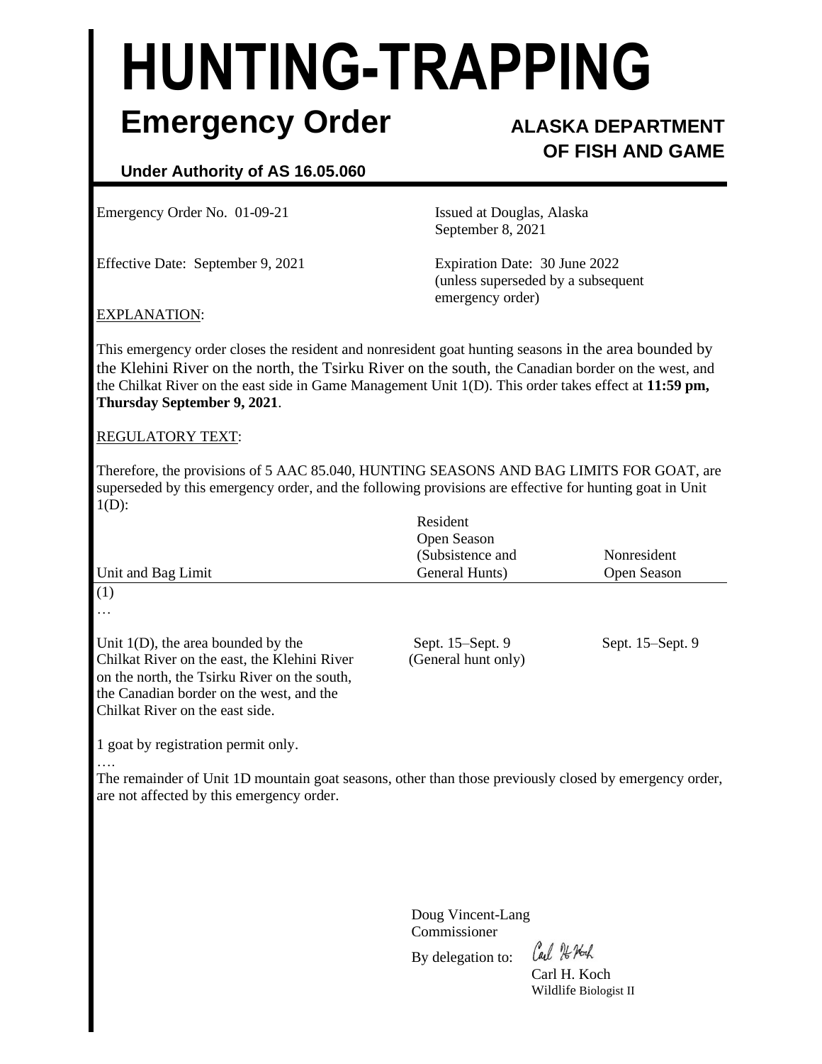# HUNTING-TRAPPING

## Emergency Order

**ALASKA DEPARTMENT OF FISH AND GAME**

**Under Authority of AS 16.05.060**

Emergency Order No. 01-09-21

Issued at Douglas, Alaska
September 8, 2021

Effective Date: September 9, 2021

Expiration Date: 30 June 2022
(unless superseded by a subsequent emergency order)

EXPLANATION:

This emergency order closes the resident and nonresident goat hunting seasons in the area bounded by the Klehini River on the north, the Tsirku River on the south, the Canadian border on the west, and the Chilkat River on the east side in Game Management Unit 1(D). This order takes effect at **11:59 pm, Thursday September 9, 2021**.

REGULATORY TEXT:

Therefore, the provisions of 5 AAC 85.040, HUNTING SEASONS AND BAG LIMITS FOR GOAT, are superseded by this emergency order, and the following provisions are effective for hunting goat in Unit 1(D):

| Unit and Bag Limit | Resident Open Season (Subsistence and General Hunts) | Nonresident Open Season |
|---|---|---|
| (1) | | |
| … | | |
| Unit 1(D), the area bounded by the Chilkat River on the east, the Klehini River on the north, the Tsirku River on the south, the Canadian border on the west, and the Chilkat River on the east side. | Sept. 15–Sept. 9 (General hunt only) | Sept. 15–Sept. 9 |
| 1 goat by registration permit only. | | |

….

The remainder of Unit 1D mountain goat seasons, other than those previously closed by emergency order, are not affected by this emergency order.

Doug Vincent-Lang
Commissioner

By delegation to: Carl H. Koch

Carl H. Koch
Wildlife Biologist II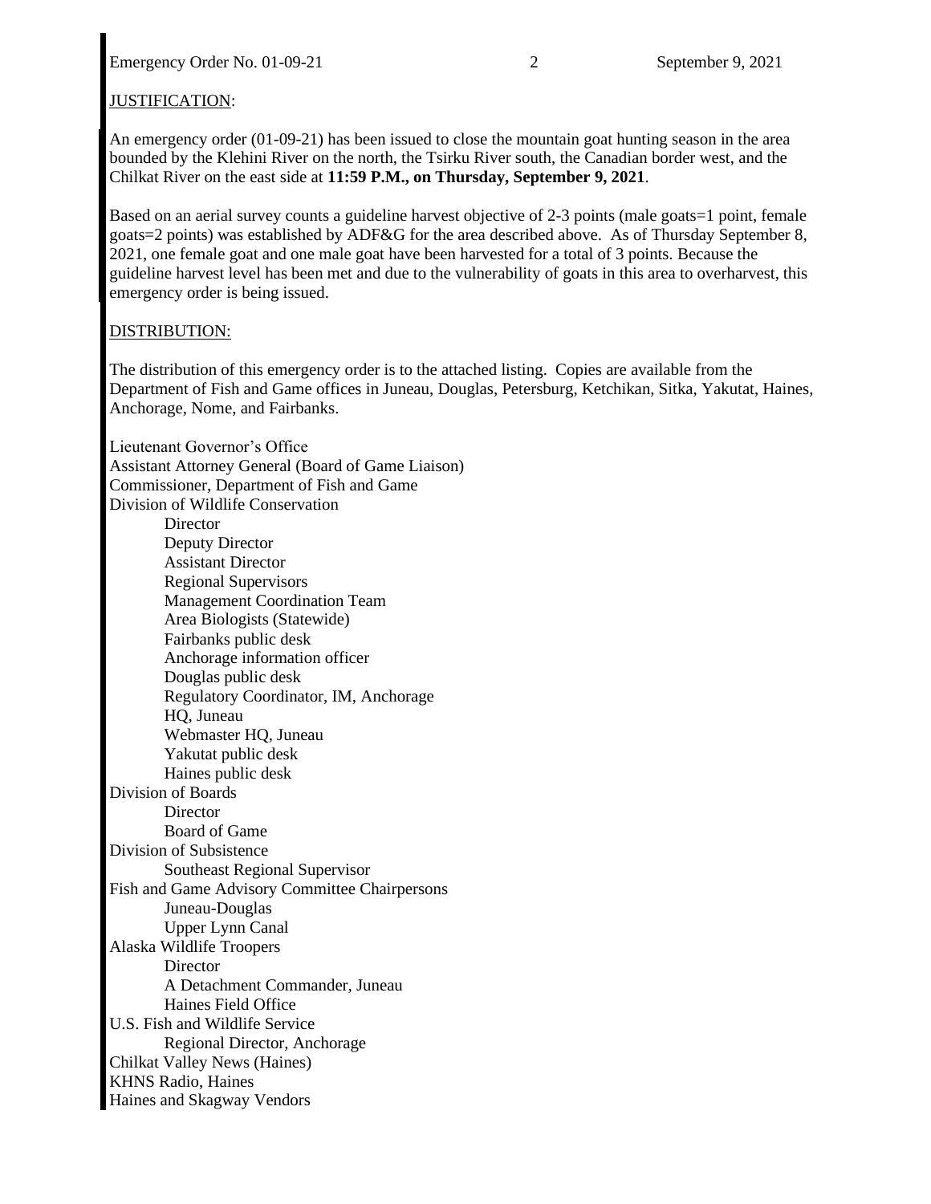JUSTIFICATION:

An emergency order (01-09-21) has been issued to close the mountain goat hunting season in the area bounded by the Klehini River on the north, the Tsirku River south, the Canadian border west, and the Chilkat River on the east side at **11:59 P.M., on Thursday, September 9, 2021**.

Based on an aerial survey counts a guideline harvest objective of 2-3 points (male goats=1 point, female goats=2 points) was established by ADF&G for the area described above. As of Thursday September 8, 2021, one female goat and one male goat have been harvested for a total of 3 points. Because the guideline harvest level has been met and due to the vulnerability of goats in this area to overharvest, this emergency order is being issued.

DISTRIBUTION:

The distribution of this emergency order is to the attached listing. Copies are available from the Department of Fish and Game offices in Juneau, Douglas, Petersburg, Ketchikan, Sitka, Yakutat, Haines, Anchorage, Nome, and Fairbanks.

Lieutenant Governor's Office
Assistant Attorney General (Board of Game Liaison)
Commissioner, Department of Fish and Game
Division of Wildlife Conservation
- Director
- Deputy Director
- Assistant Director
- Regional Supervisors
- Management Coordination Team
- Area Biologists (Statewide)
- Fairbanks public desk
- Anchorage information officer
- Douglas public desk
- Regulatory Coordinator, IM, Anchorage
- HQ, Juneau
- Webmaster HQ, Juneau
- Yakutat public desk
- Haines public desk

Division of Boards
- Director
- Board of Game

Division of Subsistence
- Southeast Regional Supervisor

Fish and Game Advisory Committee Chairpersons
- Juneau-Douglas
- Upper Lynn Canal

Alaska Wildlife Troopers
- Director
- A Detachment Commander, Juneau
- Haines Field Office

U.S. Fish and Wildlife Service
- Regional Director, Anchorage

Chilkat Valley News (Haines)
KHNS Radio, Haines
Haines and Skagway Vendors